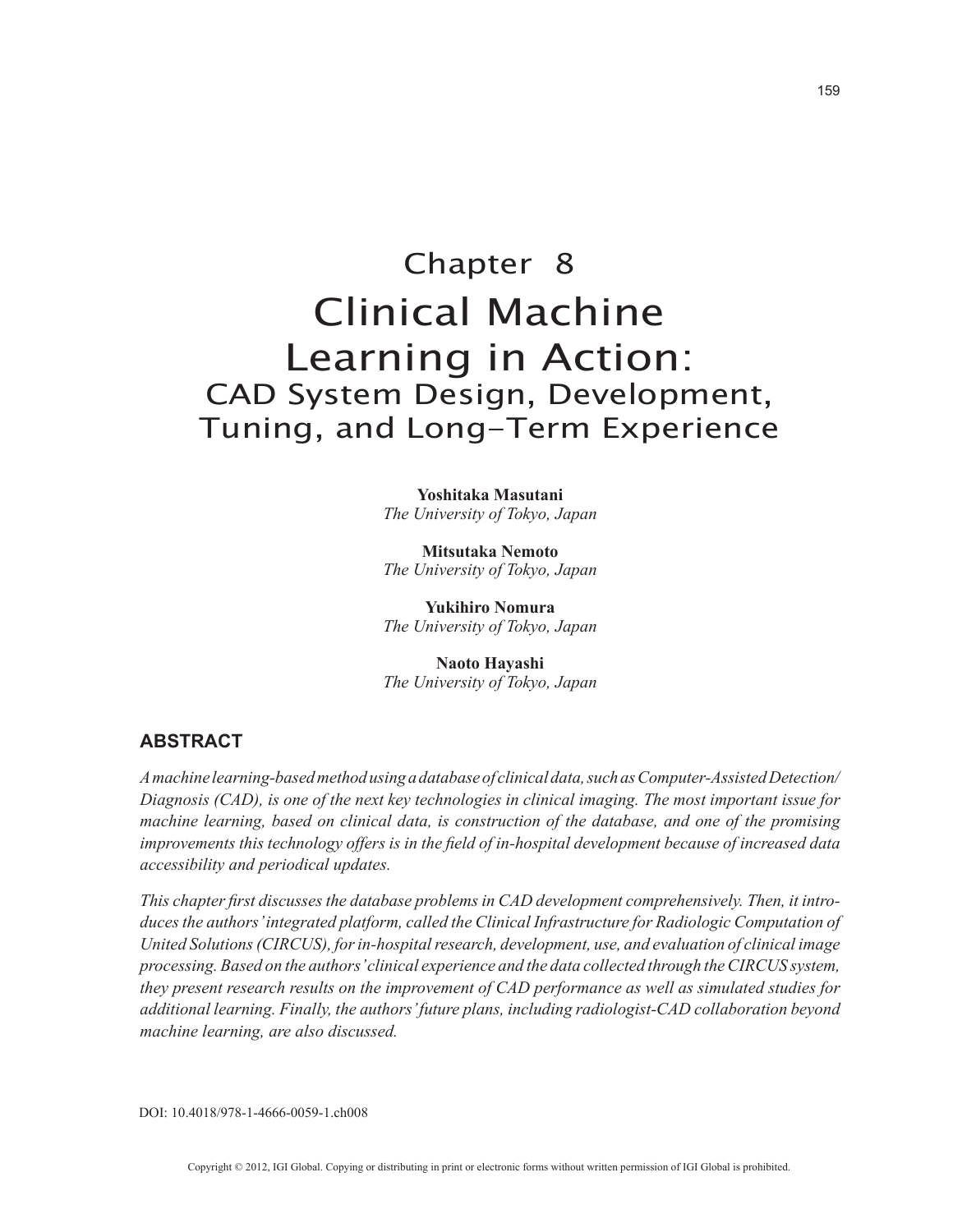# Chapter 8
# Clinical Machine Learning in Action:
## CAD System Design, Development, Tuning, and Long-Term Experience

**Yoshitaka Masutani**
*The University of Tokyo, Japan*

**Mitsutaka Nemoto**
*The University of Tokyo, Japan*

**Yukihiro Nomura**
*The University of Tokyo, Japan*

**Naoto Hayashi**
*The University of Tokyo, Japan*

## ABSTRACT

*A machine learning-based method using a database of clinical data, such as Computer-Assisted Detection/Diagnosis (CAD), is one of the next key technologies in clinical imaging. The most important issue for machine learning, based on clinical data, is construction of the database, and one of the promising improvements this technology offers is in the field of in-hospital development because of increased data accessibility and periodical updates.*

*This chapter first discusses the database problems in CAD development comprehensively. Then, it introduces the authors' integrated platform, called the Clinical Infrastructure for Radiologic Computation of United Solutions (CIRCUS), for in-hospital research, development, use, and evaluation of clinical image processing. Based on the authors' clinical experience and the data collected through the CIRCUS system, they present research results on the improvement of CAD performance as well as simulated studies for additional learning. Finally, the authors' future plans, including radiologist-CAD collaboration beyond machine learning, are also discussed.*

DOI: 10.4018/978-1-4666-0059-1.ch008

Copyright © 2012, IGI Global. Copying or distributing in print or electronic forms without written permission of IGI Global is prohibited.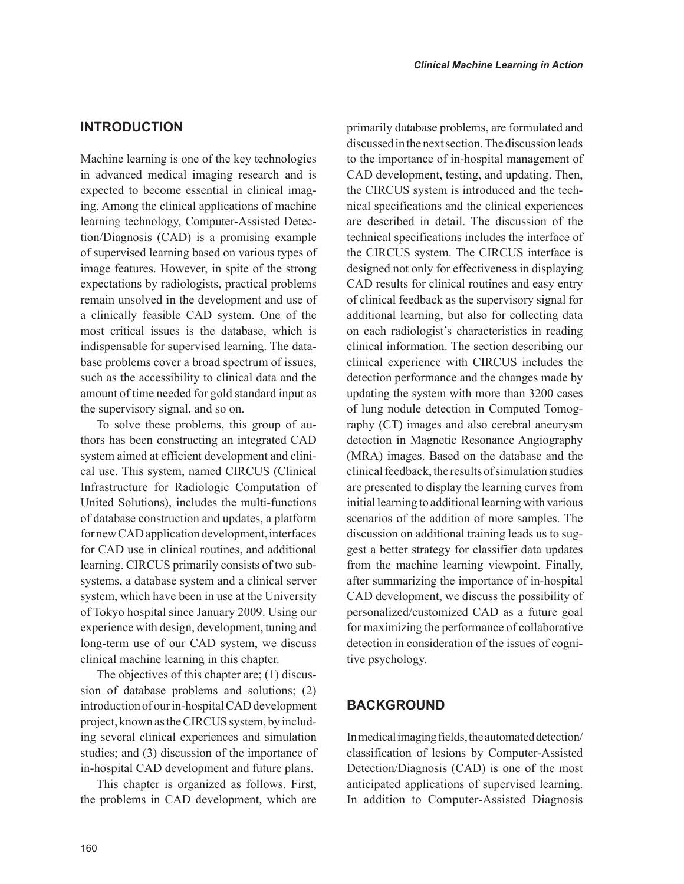## INTRODUCTION

Machine learning is one of the key technologies in advanced medical imaging research and is expected to become essential in clinical imaging. Among the clinical applications of machine learning technology, Computer-Assisted Detection/Diagnosis (CAD) is a promising example of supervised learning based on various types of image features. However, in spite of the strong expectations by radiologists, practical problems remain unsolved in the development and use of a clinically feasible CAD system. One of the most critical issues is the database, which is indispensable for supervised learning. The database problems cover a broad spectrum of issues, such as the accessibility to clinical data and the amount of time needed for gold standard input as the supervisory signal, and so on.

To solve these problems, this group of authors has been constructing an integrated CAD system aimed at efficient development and clinical use. This system, named CIRCUS (Clinical Infrastructure for Radiologic Computation of United Solutions), includes the multi-functions of database construction and updates, a platform for new CAD application development, interfaces for CAD use in clinical routines, and additional learning. CIRCUS primarily consists of two subsystems, a database system and a clinical server system, which have been in use at the University of Tokyo hospital since January 2009. Using our experience with design, development, tuning and long-term use of our CAD system, we discuss clinical machine learning in this chapter.

The objectives of this chapter are; (1) discussion of database problems and solutions; (2) introduction of our in-hospital CAD development project, known as the CIRCUS system, by including several clinical experiences and simulation studies; and (3) discussion of the importance of in-hospital CAD development and future plans.

This chapter is organized as follows. First, the problems in CAD development, which are primarily database problems, are formulated and discussed in the next section. The discussion leads to the importance of in-hospital management of CAD development, testing, and updating. Then, the CIRCUS system is introduced and the technical specifications and the clinical experiences are described in detail. The discussion of the technical specifications includes the interface of the CIRCUS system. The CIRCUS interface is designed not only for effectiveness in displaying CAD results for clinical routines and easy entry of clinical feedback as the supervisory signal for additional learning, but also for collecting data on each radiologist's characteristics in reading clinical information. The section describing our clinical experience with CIRCUS includes the detection performance and the changes made by updating the system with more than 3200 cases of lung nodule detection in Computed Tomography (CT) images and also cerebral aneurysm detection in Magnetic Resonance Angiography (MRA) images. Based on the database and the clinical feedback, the results of simulation studies are presented to display the learning curves from initial learning to additional learning with various scenarios of the addition of more samples. The discussion on additional training leads us to suggest a better strategy for classifier data updates from the machine learning viewpoint. Finally, after summarizing the importance of in-hospital CAD development, we discuss the possibility of personalized/customized CAD as a future goal for maximizing the performance of collaborative detection in consideration of the issues of cognitive psychology.

## BACKGROUND

In medical imaging fields, the automated detection/classification of lesions by Computer-Assisted Detection/Diagnosis (CAD) is one of the most anticipated applications of supervised learning. In addition to Computer-Assisted Diagnosis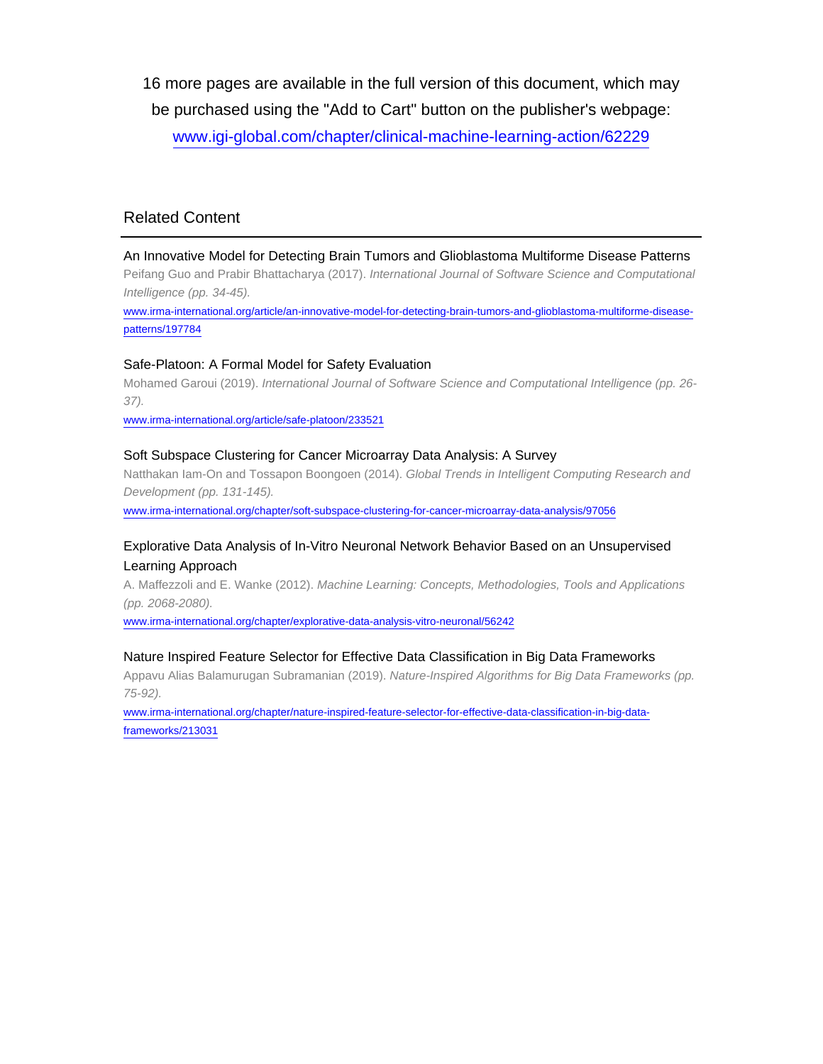16 more pages are available in the full version of this document, which may be purchased using the "Add to Cart" button on the publisher's webpage:
www.igi-global.com/chapter/clinical-machine-learning-action/62229

## Related Content

An Innovative Model for Detecting Brain Tumors and Glioblastoma Multiforme Disease Patterns
Peifang Guo and Prabir Bhattacharya (2017). *International Journal of Software Science and Computational Intelligence (pp. 34-45).*
www.irma-international.org/article/an-innovative-model-for-detecting-brain-tumors-and-glioblastoma-multiforme-disease-patterns/197784

Safe-Platoon: A Formal Model for Safety Evaluation
Mohamed Garoui (2019). *International Journal of Software Science and Computational Intelligence (pp. 26-37).*
www.irma-international.org/article/safe-platoon/233521

Soft Subspace Clustering for Cancer Microarray Data Analysis: A Survey
Natthakan Iam-On and Tossapon Boongoen (2014). *Global Trends in Intelligent Computing Research and Development (pp. 131-145).*
www.irma-international.org/chapter/soft-subspace-clustering-for-cancer-microarray-data-analysis/97056

Explorative Data Analysis of In-Vitro Neuronal Network Behavior Based on an Unsupervised Learning Approach
A. Maffezzoli and E. Wanke (2012). *Machine Learning: Concepts, Methodologies, Tools and Applications (pp. 2068-2080).*
www.irma-international.org/chapter/explorative-data-analysis-vitro-neuronal/56242

Nature Inspired Feature Selector for Effective Data Classification in Big Data Frameworks
Appavu Alias Balamurugan Subramanian (2019). *Nature-Inspired Algorithms for Big Data Frameworks (pp. 75-92).*
www.irma-international.org/chapter/nature-inspired-feature-selector-for-effective-data-classification-in-big-data-frameworks/213031